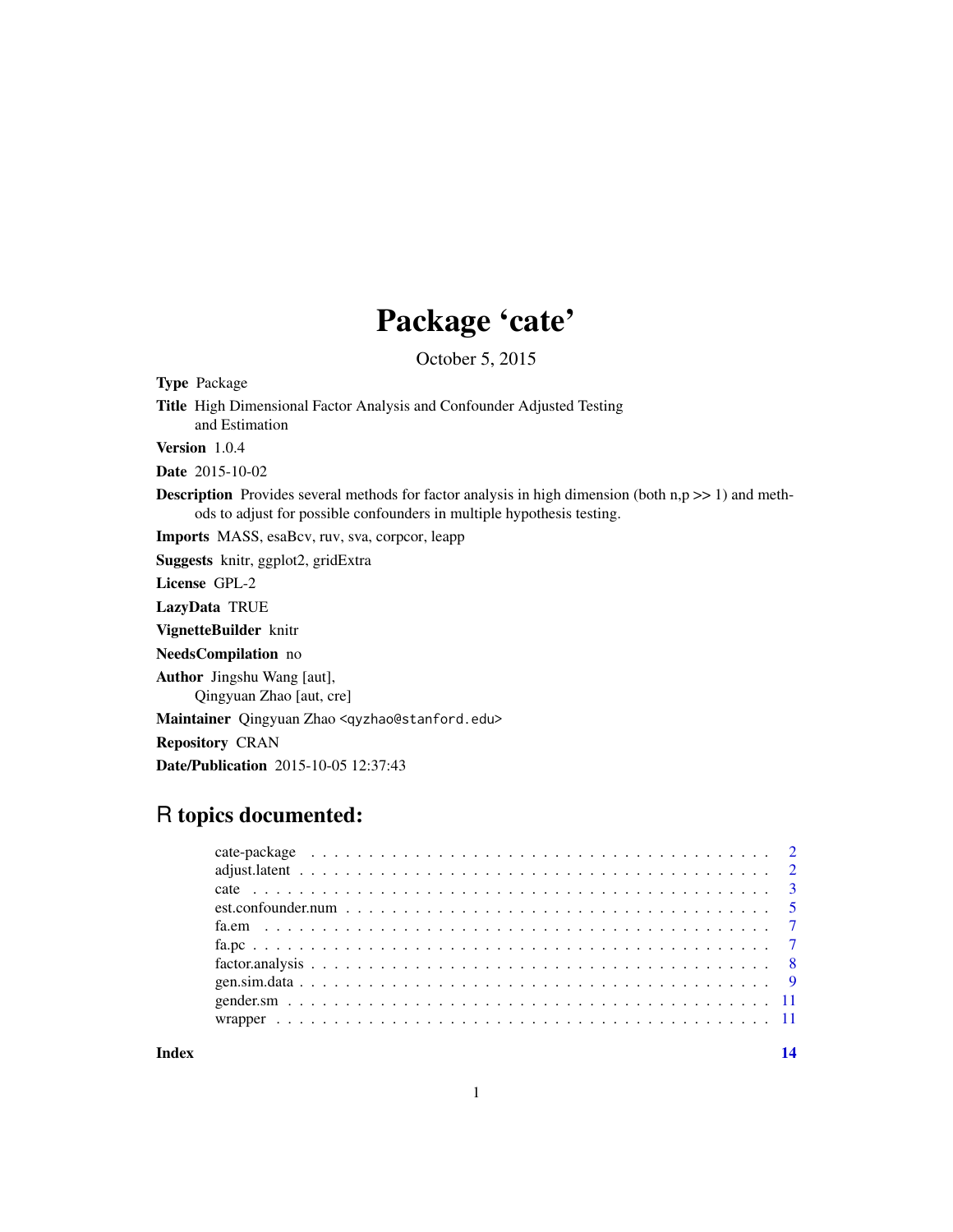# Package 'cate'

October 5, 2015

**Type** Package

**Title** High Dimensional Factor Analysis and Confounder Adjusted Testing and Estimation

**Version** 1.0.4

**Date** 2015-10-02

**Description** Provides several methods for factor analysis in high dimension (both n,p >> 1) and methods to adjust for possible confounders in multiple hypothesis testing.

**Imports** MASS, esaBcv, ruv, sva, corpcor, leapp

**Suggests** knitr, ggplot2, gridExtra

**License** GPL-2

**LazyData** TRUE

**VignetteBuilder** knitr

**NeedsCompilation** no

**Author** Jingshu Wang [aut],
Qingyuan Zhao [aut, cre]

**Maintainer** Qingyuan Zhao <qyzhao@stanford.edu>

**Repository** CRAN

**Date/Publication** 2015-10-05 12:37:43

## R topics documented:

- cate-package . . . . . . . . . . . . . . . . . . . . . . . . . . . . . . . . . . . . . . . . 2
- adjust.latent . . . . . . . . . . . . . . . . . . . . . . . . . . . . . . . . . . . . . . . . 2
- cate . . . . . . . . . . . . . . . . . . . . . . . . . . . . . . . . . . . . . . . . . . . . 3
- est.confounder.num . . . . . . . . . . . . . . . . . . . . . . . . . . . . . . . . . . . . . 5
- fa.em . . . . . . . . . . . . . . . . . . . . . . . . . . . . . . . . . . . . . . . . . . . . 7
- fa.pc . . . . . . . . . . . . . . . . . . . . . . . . . . . . . . . . . . . . . . . . . . . . 7
- factor.analysis . . . . . . . . . . . . . . . . . . . . . . . . . . . . . . . . . . . . . . . 8
- gen.sim.data . . . . . . . . . . . . . . . . . . . . . . . . . . . . . . . . . . . . . . . . 9
- gender.sm . . . . . . . . . . . . . . . . . . . . . . . . . . . . . . . . . . . . . . . . . 11
- wrapper . . . . . . . . . . . . . . . . . . . . . . . . . . . . . . . . . . . . . . . . . . 11

**Index** 14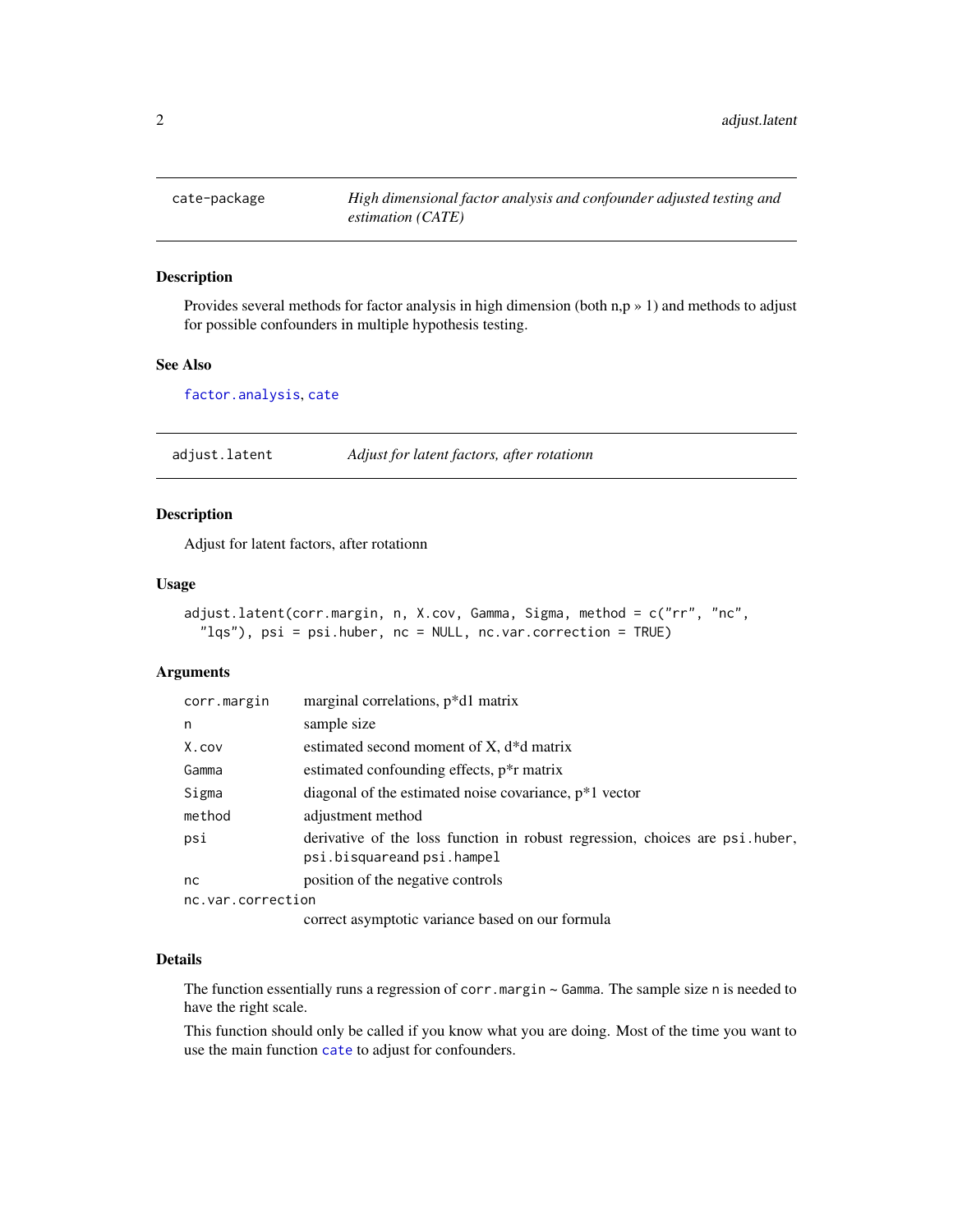## cate-package — *High dimensional factor analysis and confounder adjusted testing and estimation (CATE)*

### Description

Provides several methods for factor analysis in high dimension (both n,p » 1) and methods to adjust for possible confounders in multiple hypothesis testing.

### See Also

factor.analysis, cate

## adjust.latent — *Adjust for latent factors, after rotationn*

### Description

Adjust for latent factors, after rotationn

### Usage

```
adjust.latent(corr.margin, n, X.cov, Gamma, Sigma, method = c("rr", "nc",
  "lqs"), psi = psi.huber, nc = NULL, nc.var.correction = TRUE)
```

### Arguments

| | |
|---|---|
| corr.margin | marginal correlations, p*d1 matrix |
| n | sample size |
| X.cov | estimated second moment of X, d*d matrix |
| Gamma | estimated confounding effects, p*r matrix |
| Sigma | diagonal of the estimated noise covariance, p*1 vector |
| method | adjustment method |
| psi | derivative of the loss function in robust regression, choices are psi.huber, psi.bisquareand psi.hampel |
| nc | position of the negative controls |
| nc.var.correction | correct asymptotic variance based on our formula |

### Details

The function essentially runs a regression of corr.margin ~ Gamma. The sample size n is needed to have the right scale.

This function should only be called if you know what you are doing. Most of the time you want to use the main function cate to adjust for confounders.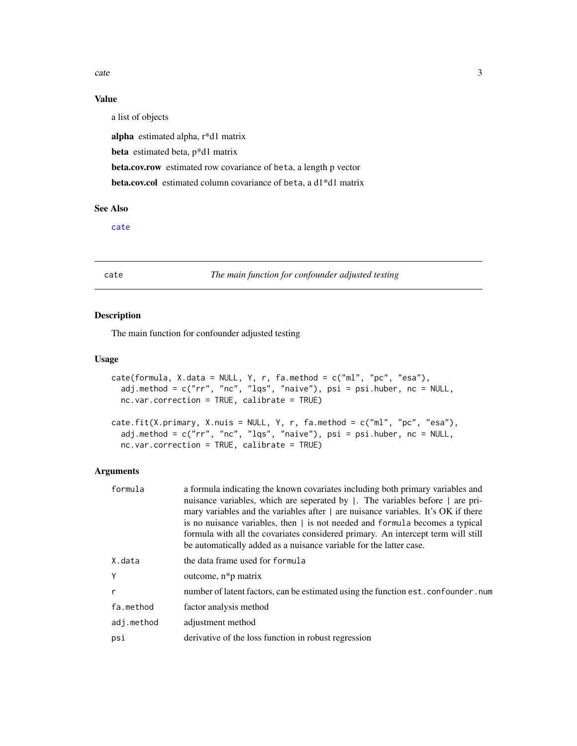### Value

a list of objects

**alpha** estimated alpha, r*d1 matrix

**beta** estimated beta, p*d1 matrix

**beta.cov.row** estimated row covariance of beta, a length p vector

**beta.cov.col** estimated column covariance of beta, a d1*d1 matrix

### See Also

cate

---

## cate — *The main function for confounder adjusted testing*

### Description

The main function for confounder adjusted testing

### Usage

```
cate(formula, X.data = NULL, Y, r, fa.method = c("ml", "pc", "esa"),
  adj.method = c("rr", "nc", "lqs", "naive"), psi = psi.huber, nc = NULL,
  nc.var.correction = TRUE, calibrate = TRUE)

cate.fit(X.primary, X.nuis = NULL, Y, r, fa.method = c("ml", "pc", "esa"),
  adj.method = c("rr", "nc", "lqs", "naive"), psi = psi.huber, nc = NULL,
  nc.var.correction = TRUE, calibrate = TRUE)
```

### Arguments

| | |
|---|---|
| formula | a formula indicating the known covariates including both primary variables and nuisance variables, which are seperated by \|. The variables before \| are primary variables and the variables after \| are nuisance variables. It's OK if there is no nuisance variables, then \| is not needed and formula becomes a typical formula with all the covariates considered primary. An intercept term will still be automatically added as a nuisance variable for the latter case. |
| X.data | the data frame used for formula |
| Y | outcome, n*p matrix |
| r | number of latent factors, can be estimated using the function est.confounder.num |
| fa.method | factor analysis method |
| adj.method | adjustment method |
| psi | derivative of the loss function in robust regression |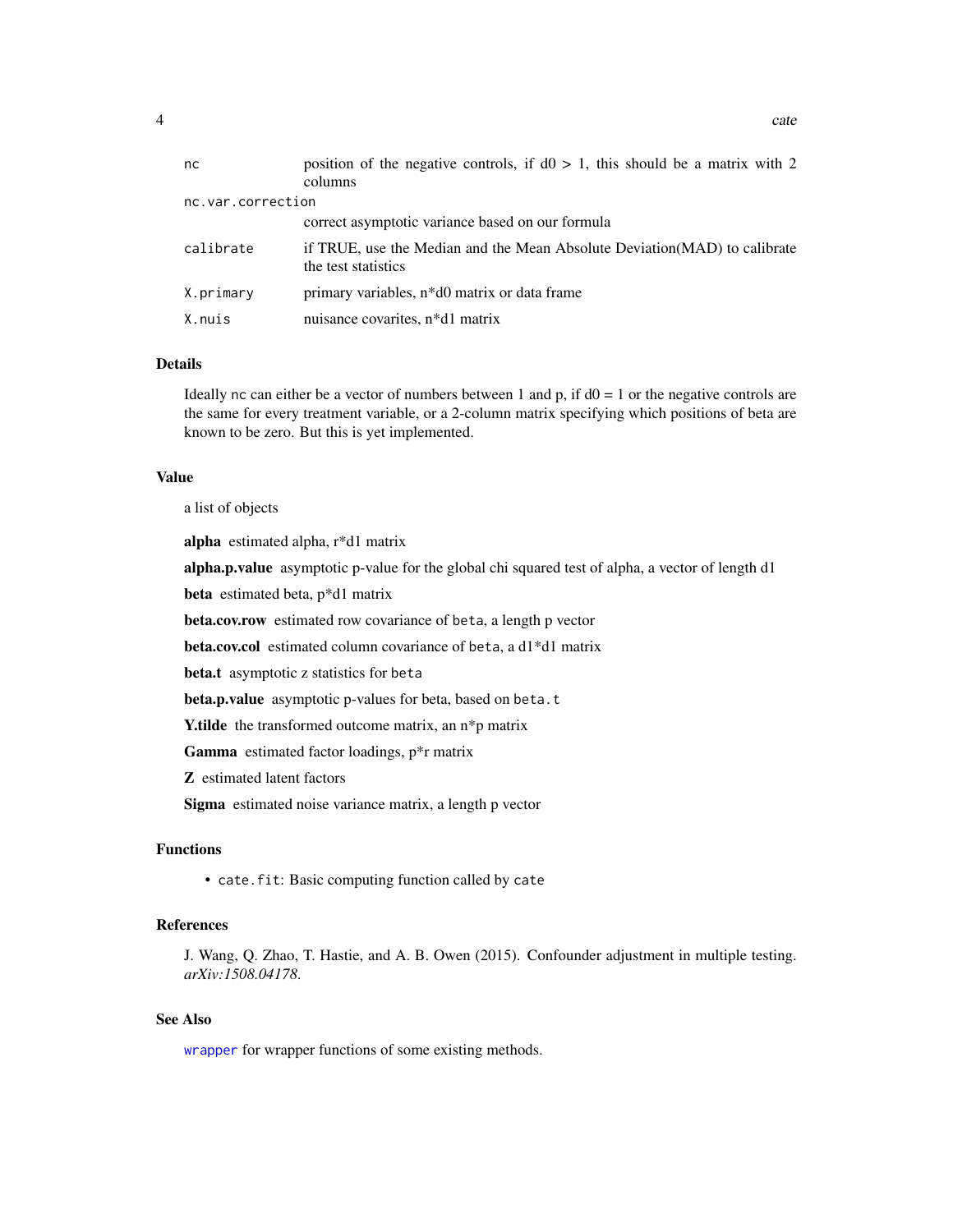| | |
|---|---|
| `nc` | position of the negative controls, if d0 > 1, this should be a matrix with 2 columns |
| `nc.var.correction` | correct asymptotic variance based on our formula |
| `calibrate` | if TRUE, use the Median and the Mean Absolute Deviation(MAD) to calibrate the test statistics |
| `X.primary` | primary variables, n*d0 matrix or data frame |
| `X.nuis` | nuisance covarites, n*d1 matrix |

## Details

Ideally `nc` can either be a vector of numbers between 1 and p, if d0 = 1 or the negative controls are the same for every treatment variable, or a 2-column matrix specifying which positions of beta are known to be zero. But this is yet implemented.

## Value

a list of objects

**alpha** estimated alpha, r*d1 matrix

**alpha.p.value** asymptotic p-value for the global chi squared test of alpha, a vector of length d1

**beta** estimated beta, p*d1 matrix

**beta.cov.row** estimated row covariance of `beta`, a length p vector

**beta.cov.col** estimated column covariance of `beta`, a d1*d1 matrix

**beta.t** asymptotic z statistics for `beta`

**beta.p.value** asymptotic p-values for beta, based on `beta.t`

**Y.tilde** the transformed outcome matrix, an n*p matrix

**Gamma** estimated factor loadings, p*r matrix

**Z** estimated latent factors

**Sigma** estimated noise variance matrix, a length p vector

## Functions

- `cate.fit`: Basic computing function called by `cate`

## References

J. Wang, Q. Zhao, T. Hastie, and A. B. Owen (2015). Confounder adjustment in multiple testing. *arXiv:1508.04178.*

## See Also

`wrapper` for wrapper functions of some existing methods.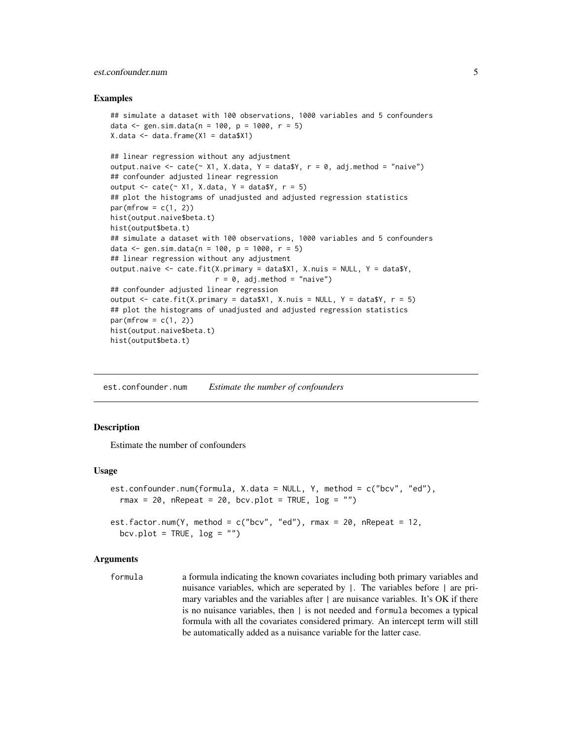### Examples

```
## simulate a dataset with 100 observations, 1000 variables and 5 confounders
data <- gen.sim.data(n = 100, p = 1000, r = 5)
X.data <- data.frame(X1 = data$X1)

## linear regression without any adjustment
output.naive <- cate(~ X1, X.data, Y = data$Y, r = 0, adj.method = "naive")
## confounder adjusted linear regression
output <- cate(~ X1, X.data, Y = data$Y, r = 5)
## plot the histograms of unadjusted and adjusted regression statistics
par(mfrow = c(1, 2))
hist(output.naive$beta.t)
hist(output$beta.t)
## simulate a dataset with 100 observations, 1000 variables and 5 confounders
data <- gen.sim.data(n = 100, p = 1000, r = 5)
## linear regression without any adjustment
output.naive <- cate.fit(X.primary = data$X1, X.nuis = NULL, Y = data$Y,
                         r = 0, adj.method = "naive")
## confounder adjusted linear regression
output <- cate.fit(X.primary = data$X1, X.nuis = NULL, Y = data$Y, r = 5)
## plot the histograms of unadjusted and adjusted regression statistics
par(mfrow = c(1, 2))
hist(output.naive$beta.t)
hist(output$beta.t)
```

---

## est.confounder.num *Estimate the number of confounders*

### Description

Estimate the number of confounders

### Usage

```
est.confounder.num(formula, X.data = NULL, Y, method = c("bcv", "ed"),
  rmax = 20, nRepeat = 20, bcv.plot = TRUE, log = "")

est.factor.num(Y, method = c("bcv", "ed"), rmax = 20, nRepeat = 12,
  bcv.plot = TRUE, log = "")
```

### Arguments

`formula` a formula indicating the known covariates including both primary variables and nuisance variables, which are seperated by `|`. The variables before `|` are primary variables and the variables after `|` are nuisance variables. It's OK if there is no nuisance variables, then `|` is not needed and `formula` becomes a typical formula with all the covariates considered primary. An intercept term will still be automatically added as a nuisance variable for the latter case.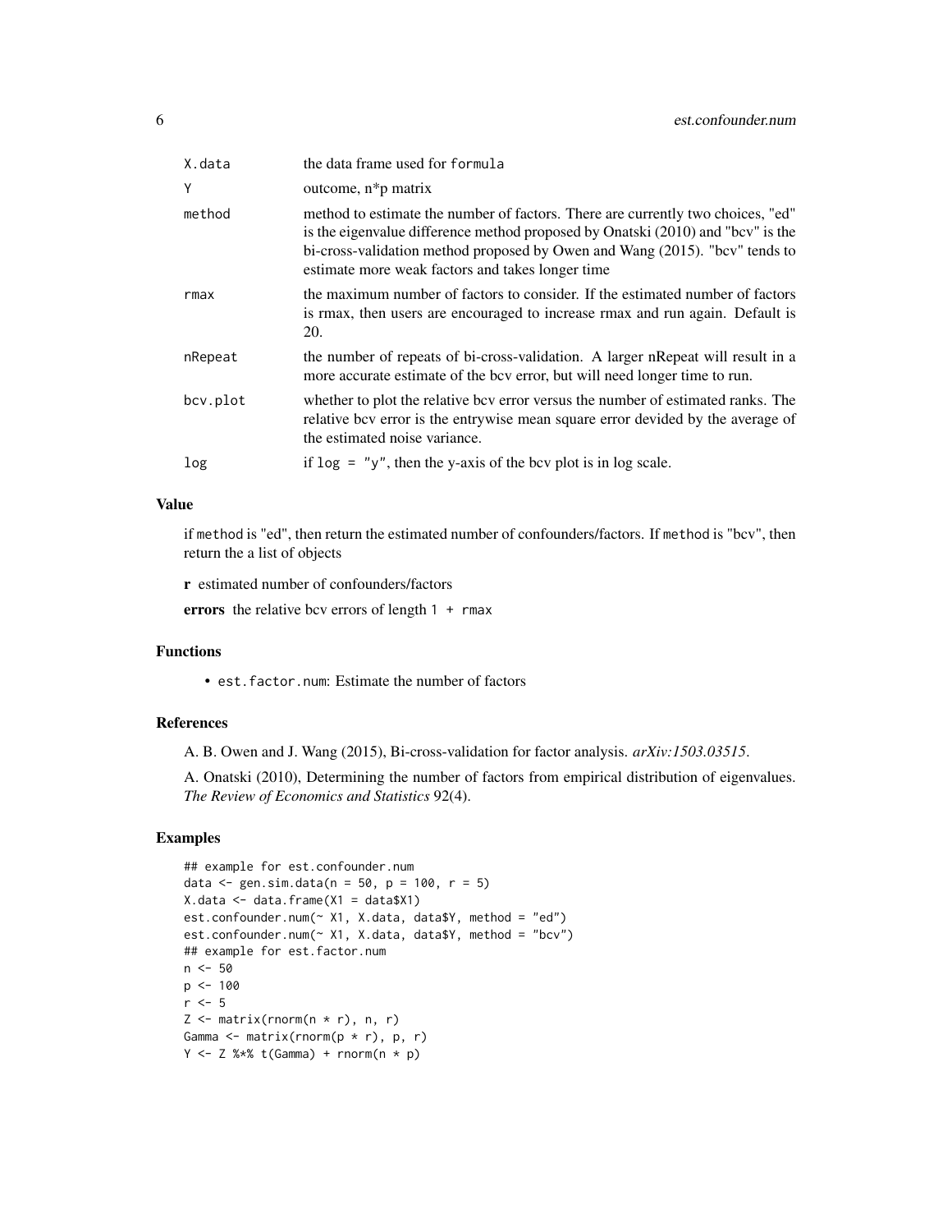| | |
|---|---|
| X.data | the data frame used for formula |
| Y | outcome, n*p matrix |
| method | method to estimate the number of factors. There are currently two choices, "ed" is the eigenvalue difference method proposed by Onatski (2010) and "bcv" is the bi-cross-validation method proposed by Owen and Wang (2015). "bcv" tends to estimate more weak factors and takes longer time |
| rmax | the maximum number of factors to consider. If the estimated number of factors is rmax, then users are encouraged to increase rmax and run again. Default is 20. |
| nRepeat | the number of repeats of bi-cross-validation. A larger nRepeat will result in a more accurate estimate of the bcv error, but will need longer time to run. |
| bcv.plot | whether to plot the relative bcv error versus the number of estimated ranks. The relative bcv error is the entrywise mean square error devided by the average of the estimated noise variance. |
| log | if log = "y", then the y-axis of the bcv plot is in log scale. |

### Value

if method is "ed", then return the estimated number of confounders/factors. If method is "bcv", then return the a list of objects

**r** estimated number of confounders/factors

**errors** the relative bcv errors of length 1 + rmax

### Functions

- est.factor.num: Estimate the number of factors

### References

A. B. Owen and J. Wang (2015), Bi-cross-validation for factor analysis. *arXiv:1503.03515*.

A. Onatski (2010), Determining the number of factors from empirical distribution of eigenvalues. *The Review of Economics and Statistics* 92(4).

### Examples

```
## example for est.confounder.num
data <- gen.sim.data(n = 50, p = 100, r = 5)
X.data <- data.frame(X1 = data$X1)
est.confounder.num(~ X1, X.data, data$Y, method = "ed")
est.confounder.num(~ X1, X.data, data$Y, method = "bcv")
## example for est.factor.num
n <- 50
p <- 100
r <- 5
Z <- matrix(rnorm(n * r), n, r)
Gamma <- matrix(rnorm(p * r), p, r)
Y <- Z %*% t(Gamma) + rnorm(n * p)
```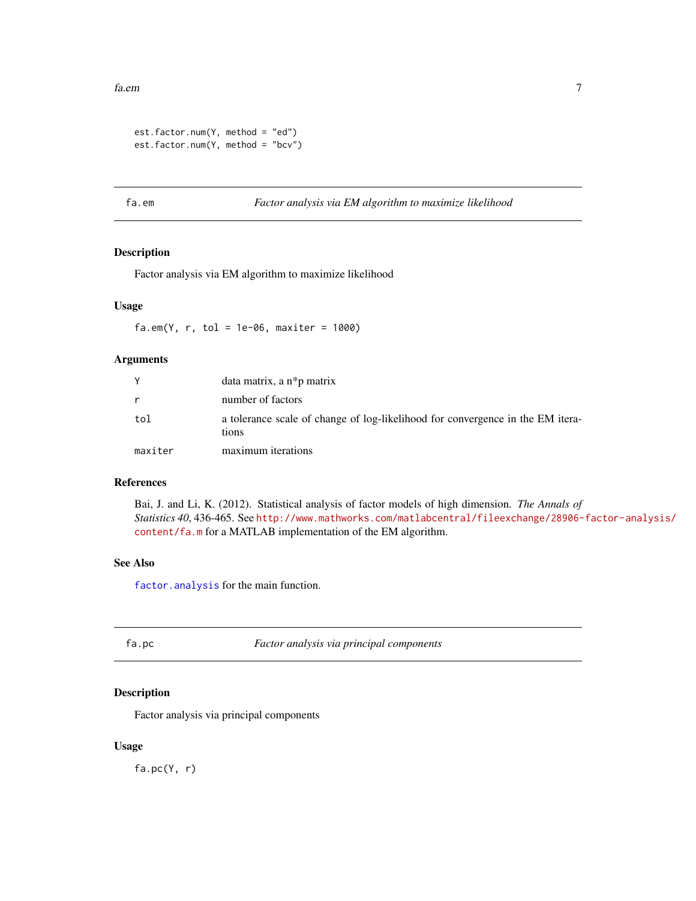```
est.factor.num(Y, method = "ed")
est.factor.num(Y, method = "bcv")
```

## fa.em — *Factor analysis via EM algorithm to maximize likelihood*

### Description

Factor analysis via EM algorithm to maximize likelihood

### Usage

```
fa.em(Y, r, tol = 1e-06, maxiter = 1000)
```

### Arguments

| | |
|---|---|
| Y | data matrix, a n*p matrix |
| r | number of factors |
| tol | a tolerance scale of change of log-likelihood for convergence in the EM iterations |
| maxiter | maximum iterations |

### References

Bai, J. and Li, K. (2012). Statistical analysis of factor models of high dimension. *The Annals of Statistics 40*, 436-465. See http://www.mathworks.com/matlabcentral/fileexchange/28906-factor-analysis/content/fa.m for a MATLAB implementation of the EM algorithm.

### See Also

`factor.analysis` for the main function.

## fa.pc — *Factor analysis via principal components*

### Description

Factor analysis via principal components

### Usage

```
fa.pc(Y, r)
```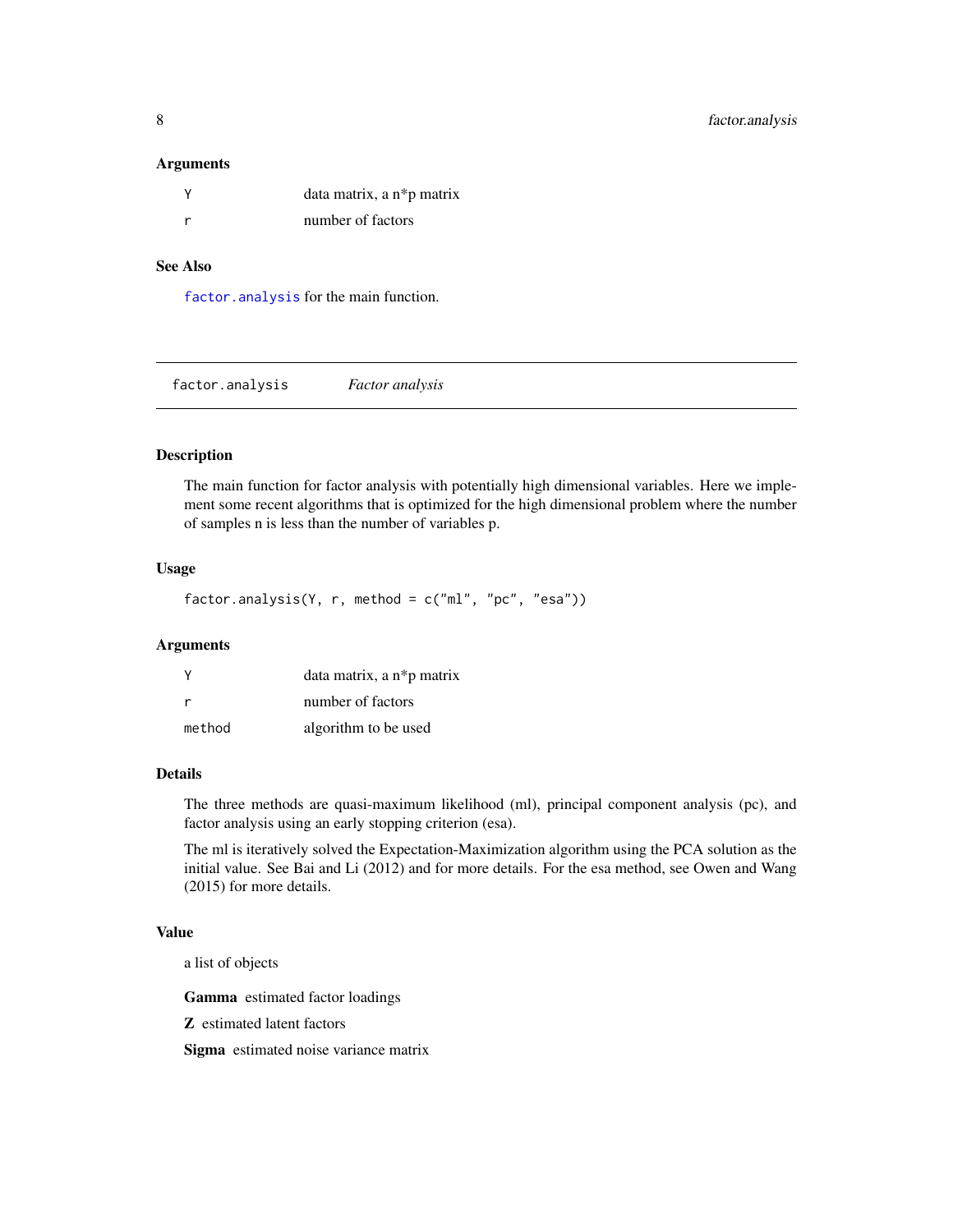### Arguments

| | |
|---|---|
| Y | data matrix, a n*p matrix |
| r | number of factors |

### See Also

`factor.analysis` for the main function.

---

## factor.analysis *Factor analysis*

---

### Description

The main function for factor analysis with potentially high dimensional variables. Here we implement some recent algorithms that is optimized for the high dimensional problem where the number of samples n is less than the number of variables p.

### Usage

```
factor.analysis(Y, r, method = c("ml", "pc", "esa"))
```

### Arguments

| | |
|---|---|
| Y | data matrix, a n*p matrix |
| r | number of factors |
| method | algorithm to be used |

### Details

The three methods are quasi-maximum likelihood (ml), principal component analysis (pc), and factor analysis using an early stopping criterion (esa).

The ml is iteratively solved the Expectation-Maximization algorithm using the PCA solution as the initial value. See Bai and Li (2012) and for more details. For the esa method, see Owen and Wang (2015) for more details.

### Value

a list of objects

**Gamma** estimated factor loadings

**Z** estimated latent factors

**Sigma** estimated noise variance matrix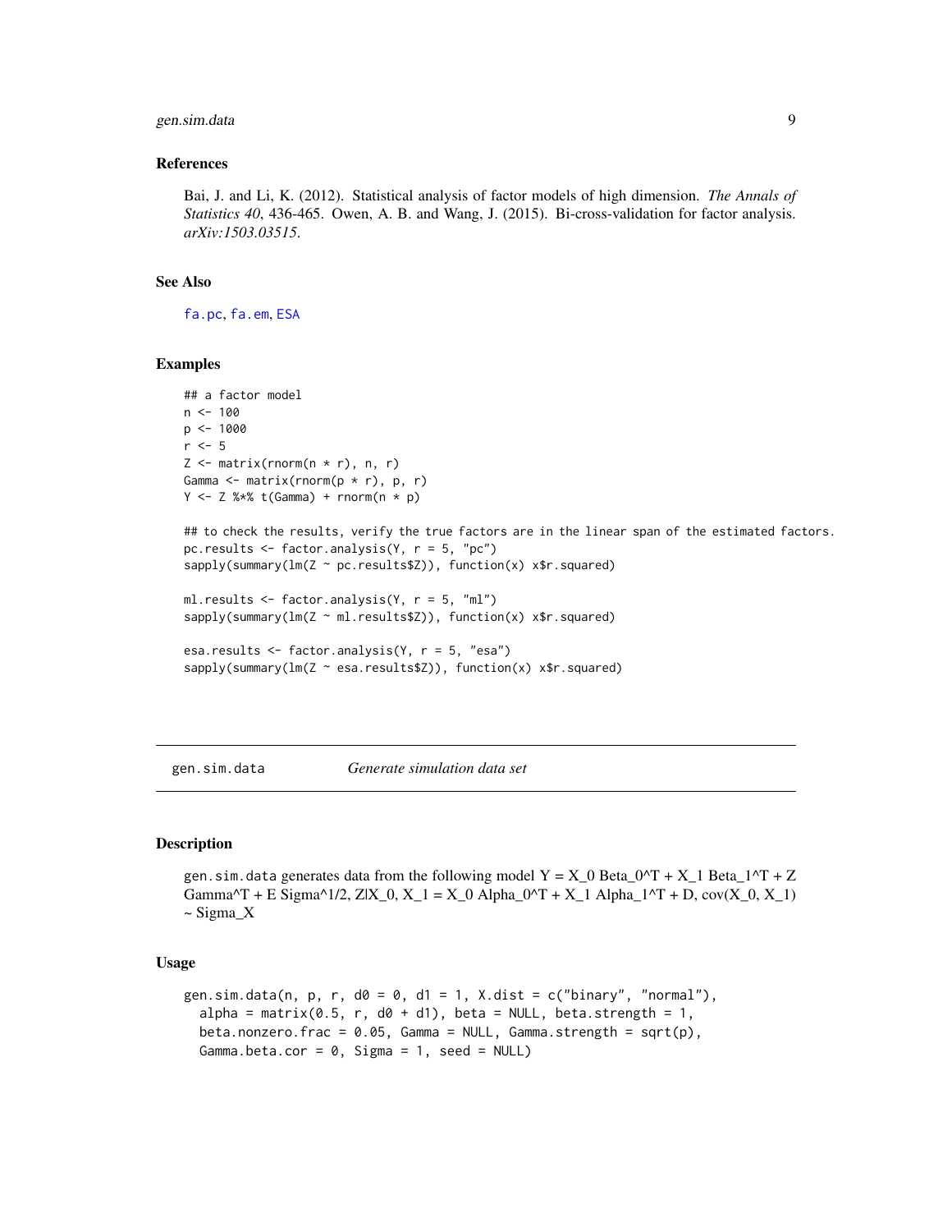### References

Bai, J. and Li, K. (2012). Statistical analysis of factor models of high dimension. *The Annals of Statistics 40*, 436-465. Owen, A. B. and Wang, J. (2015). Bi-cross-validation for factor analysis. *arXiv:1503.03515*.

### See Also

fa.pc, fa.em, ESA

### Examples

```
## a factor model
n <- 100
p <- 1000
r <- 5
Z <- matrix(rnorm(n * r), n, r)
Gamma <- matrix(rnorm(p * r), p, r)
Y <- Z %*% t(Gamma) + rnorm(n * p)

## to check the results, verify the true factors are in the linear span of the estimated factors.
pc.results <- factor.analysis(Y, r = 5, "pc")
sapply(summary(lm(Z ~ pc.results$Z)), function(x) x$r.squared)

ml.results <- factor.analysis(Y, r = 5, "ml")
sapply(summary(lm(Z ~ ml.results$Z)), function(x) x$r.squared)

esa.results <- factor.analysis(Y, r = 5, "esa")
sapply(summary(lm(Z ~ esa.results$Z)), function(x) x$r.squared)
```

## gen.sim.data *Generate simulation data set*

### Description

gen.sim.data generates data from the following model Y = X_0 Beta_0^T + X_1 Beta_1^T + Z Gamma^T + E Sigma^1/2, Z|X_0, X_1 = X_0 Alpha_0^T + X_1 Alpha_1^T + D, cov(X_0, X_1) ~ Sigma_X

### Usage

```
gen.sim.data(n, p, r, d0 = 0, d1 = 1, X.dist = c("binary", "normal"),
  alpha = matrix(0.5, r, d0 + d1), beta = NULL, beta.strength = 1,
  beta.nonzero.frac = 0.05, Gamma = NULL, Gamma.strength = sqrt(p),
  Gamma.beta.cor = 0, Sigma = 1, seed = NULL)
```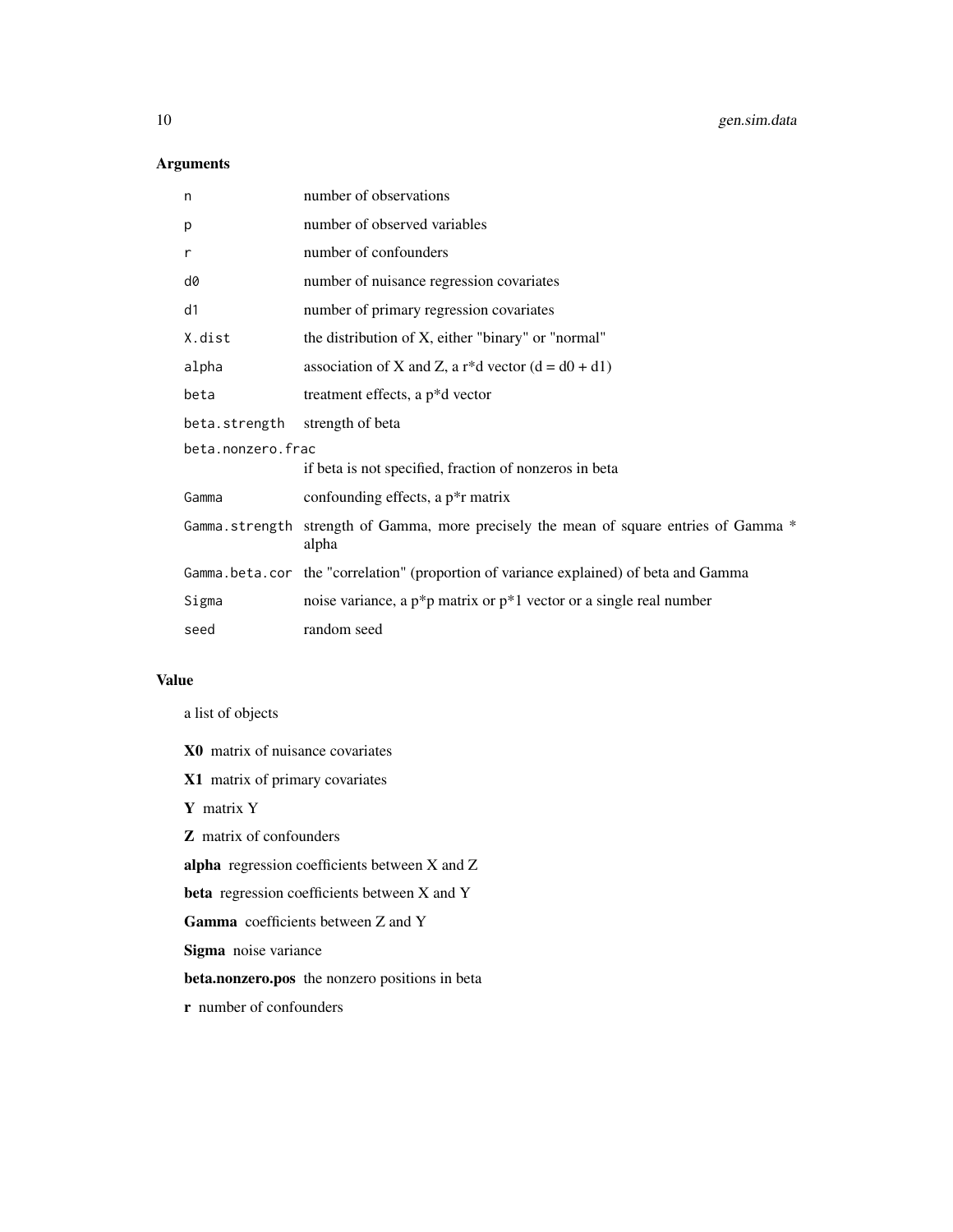## Arguments

| | |
|---|---|
| n | number of observations |
| p | number of observed variables |
| r | number of confounders |
| d0 | number of nuisance regression covariates |
| d1 | number of primary regression covariates |
| X.dist | the distribution of X, either "binary" or "normal" |
| alpha | association of X and Z, a r*d vector (d = d0 + d1) |
| beta | treatment effects, a p*d vector |
| beta.strength | strength of beta |
| beta.nonzero.frac | if beta is not specified, fraction of nonzeros in beta |
| Gamma | confounding effects, a p*r matrix |
| Gamma.strength | strength of Gamma, more precisely the mean of square entries of Gamma * alpha |
| Gamma.beta.cor | the "correlation" (proportion of variance explained) of beta and Gamma |
| Sigma | noise variance, a p*p matrix or p*1 vector or a single real number |
| seed | random seed |

## Value

a list of objects

**X0** matrix of nuisance covariates

**X1** matrix of primary covariates

**Y** matrix Y

**Z** matrix of confounders

**alpha** regression coefficients between X and Z

**beta** regression coefficients between X and Y

**Gamma** coefficients between Z and Y

**Sigma** noise variance

**beta.nonzero.pos** the nonzero positions in beta

**r** number of confounders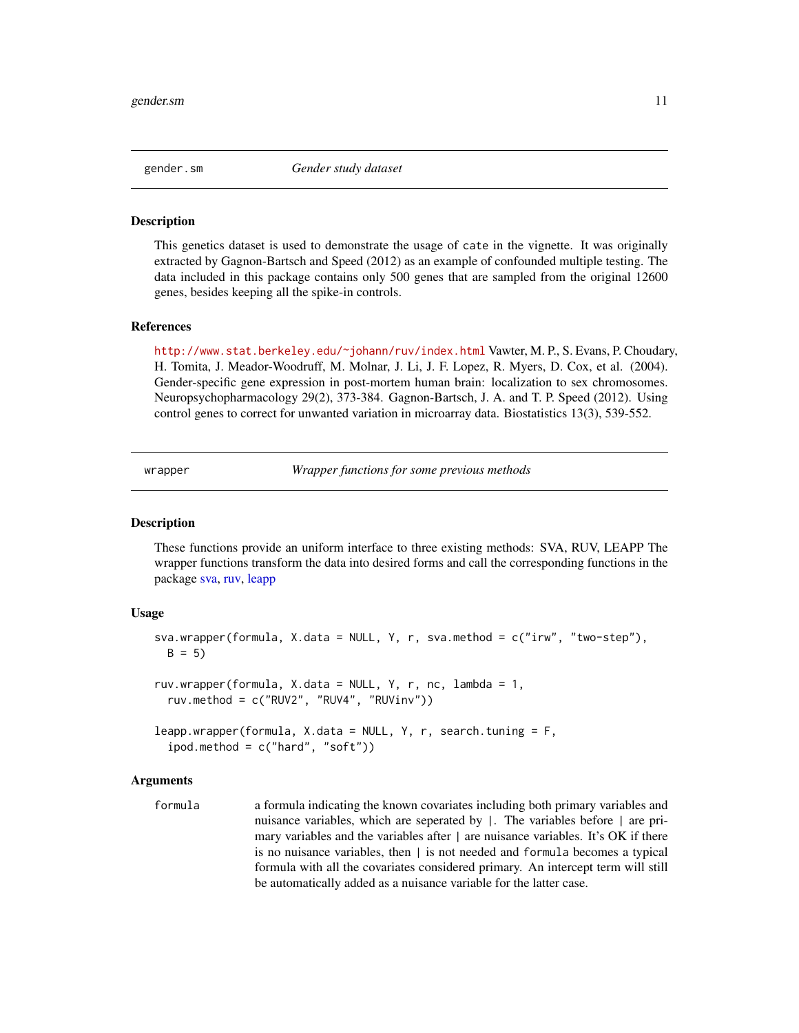## gender.sm *Gender study dataset*

### Description

This genetics dataset is used to demonstrate the usage of `cate` in the vignette. It was originally extracted by Gagnon-Bartsch and Speed (2012) as an example of confounded multiple testing. The data included in this package contains only 500 genes that are sampled from the original 12600 genes, besides keeping all the spike-in controls.

### References

http://www.stat.berkeley.edu/~johann/ruv/index.html Vawter, M. P., S. Evans, P. Choudary, H. Tomita, J. Meador-Woodruff, M. Molnar, J. Li, J. F. Lopez, R. Myers, D. Cox, et al. (2004). Gender-specific gene expression in post-mortem human brain: localization to sex chromosomes. Neuropsychopharmacology 29(2), 373-384. Gagnon-Bartsch, J. A. and T. P. Speed (2012). Using control genes to correct for unwanted variation in microarray data. Biostatistics 13(3), 539-552.

## wrapper *Wrapper functions for some previous methods*

### Description

These functions provide an uniform interface to three existing methods: SVA, RUV, LEAPP The wrapper functions transform the data into desired forms and call the corresponding functions in the package sva, ruv, leapp

### Usage

```
sva.wrapper(formula, X.data = NULL, Y, r, sva.method = c("irw", "two-step"),
  B = 5)

ruv.wrapper(formula, X.data = NULL, Y, r, nc, lambda = 1,
  ruv.method = c("RUV2", "RUV4", "RUVinv"))

leapp.wrapper(formula, X.data = NULL, Y, r, search.tuning = F,
  ipod.method = c("hard", "soft"))
```

### Arguments

| | |
|---|---|
| `formula` | a formula indicating the known covariates including both primary variables and nuisance variables, which are seperated by `|`. The variables before `|` are primary variables and the variables after `|` are nuisance variables. It's OK if there is no nuisance variables, then `|` is not needed and `formula` becomes a typical formula with all the covariates considered primary. An intercept term will still be automatically added as a nuisance variable for the latter case. |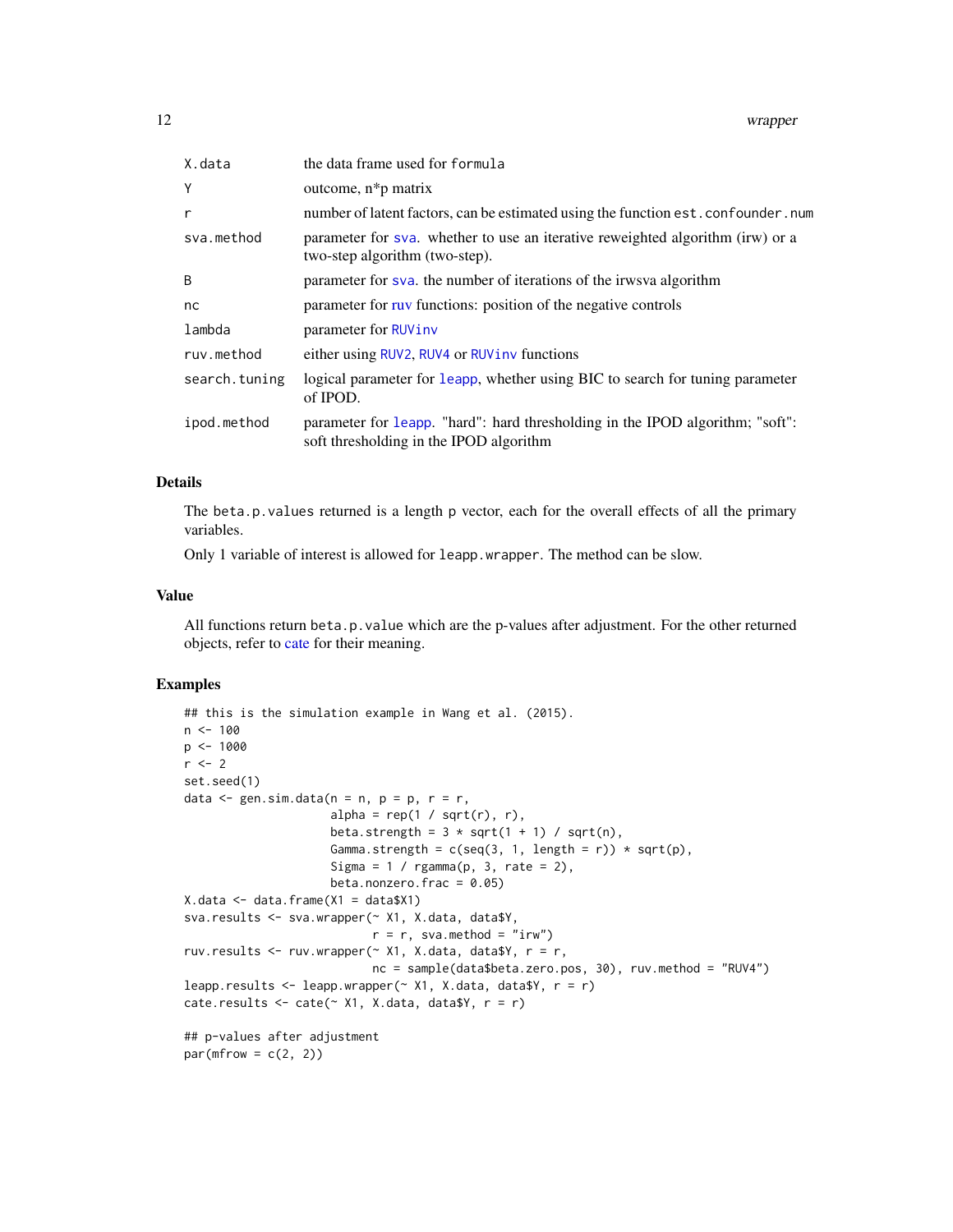| | |
|---|---|
| X.data | the data frame used for formula |
| Y | outcome, n*p matrix |
| r | number of latent factors, can be estimated using the function est.confounder.num |
| sva.method | parameter for sva. whether to use an iterative reweighted algorithm (irw) or a two-step algorithm (two-step). |
| B | parameter for sva. the number of iterations of the irwsva algorithm |
| nc | parameter for ruv functions: position of the negative controls |
| lambda | parameter for RUVinv |
| ruv.method | either using RUV2, RUV4 or RUVinv functions |
| search.tuning | logical parameter for leapp, whether using BIC to search for tuning parameter of IPOD. |
| ipod.method | parameter for leapp. "hard": hard thresholding in the IPOD algorithm; "soft": soft thresholding in the IPOD algorithm |

## Details

The beta.p.values returned is a length p vector, each for the overall effects of all the primary variables.

Only 1 variable of interest is allowed for leapp.wrapper. The method can be slow.

## Value

All functions return beta.p.value which are the p-values after adjustment. For the other returned objects, refer to cate for their meaning.

## Examples

```
## this is the simulation example in Wang et al. (2015).
n <- 100
p <- 1000
r <- 2
set.seed(1)
data <- gen.sim.data(n = n, p = p, r = r,
                     alpha = rep(1 / sqrt(r), r),
                     beta.strength = 3 * sqrt(1 + 1) / sqrt(n),
                     Gamma.strength = c(seq(3, 1, length = r)) * sqrt(p),
                     Sigma = 1 / rgamma(p, 3, rate = 2),
                     beta.nonzero.frac = 0.05)
X.data <- data.frame(X1 = data$X1)
sva.results <- sva.wrapper(~ X1, X.data, data$Y,
                           r = r, sva.method = "irw")
ruv.results <- ruv.wrapper(~ X1, X.data, data$Y, r = r,
                           nc = sample(data$beta.zero.pos, 30), ruv.method = "RUV4")
leapp.results <- leapp.wrapper(~ X1, X.data, data$Y, r = r)
cate.results <- cate(~ X1, X.data, data$Y, r = r)

## p-values after adjustment
par(mfrow = c(2, 2))
```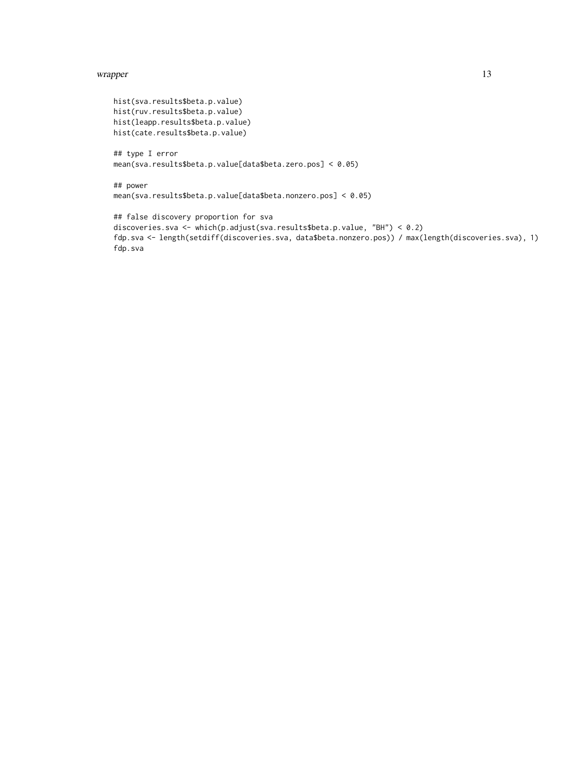```
hist(sva.results$beta.p.value)
hist(ruv.results$beta.p.value)
hist(leapp.results$beta.p.value)
hist(cate.results$beta.p.value)

## type I error
mean(sva.results$beta.p.value[data$beta.zero.pos] < 0.05)

## power
mean(sva.results$beta.p.value[data$beta.nonzero.pos] < 0.05)

## false discovery proportion for sva
discoveries.sva <- which(p.adjust(sva.results$beta.p.value, "BH") < 0.2)
fdp.sva <- length(setdiff(discoveries.sva, data$beta.nonzero.pos)) / max(length(discoveries.sva), 1)
fdp.sva
```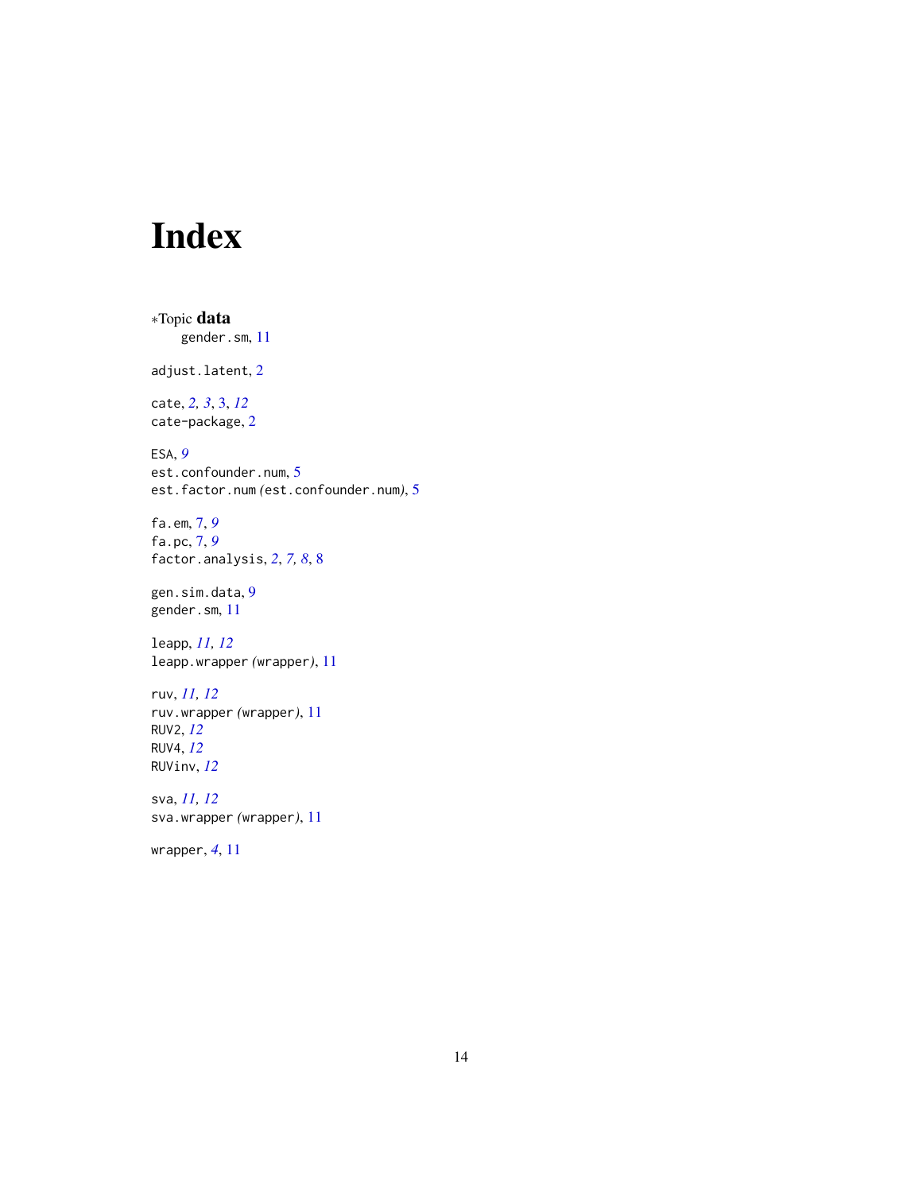# Index

*Topic **data**
gender.sm, 11

adjust.latent, 2

cate, *2, 3*, 3, *12*
cate-package, 2

ESA, *9*
est.confounder.num, 5
est.factor.num *(*est.confounder.num*)*, 5

fa.em, 7, *9*
fa.pc, 7, *9*
factor.analysis, *2*, *7, 8*, 8

gen.sim.data, 9
gender.sm, 11

leapp, *11, 12*
leapp.wrapper *(*wrapper*)*, 11

ruv, *11, 12*
ruv.wrapper *(*wrapper*)*, 11
RUV2, *12*
RUV4, *12*
RUVinv, *12*

sva, *11, 12*
sva.wrapper *(*wrapper*)*, 11

wrapper, *4*, 11